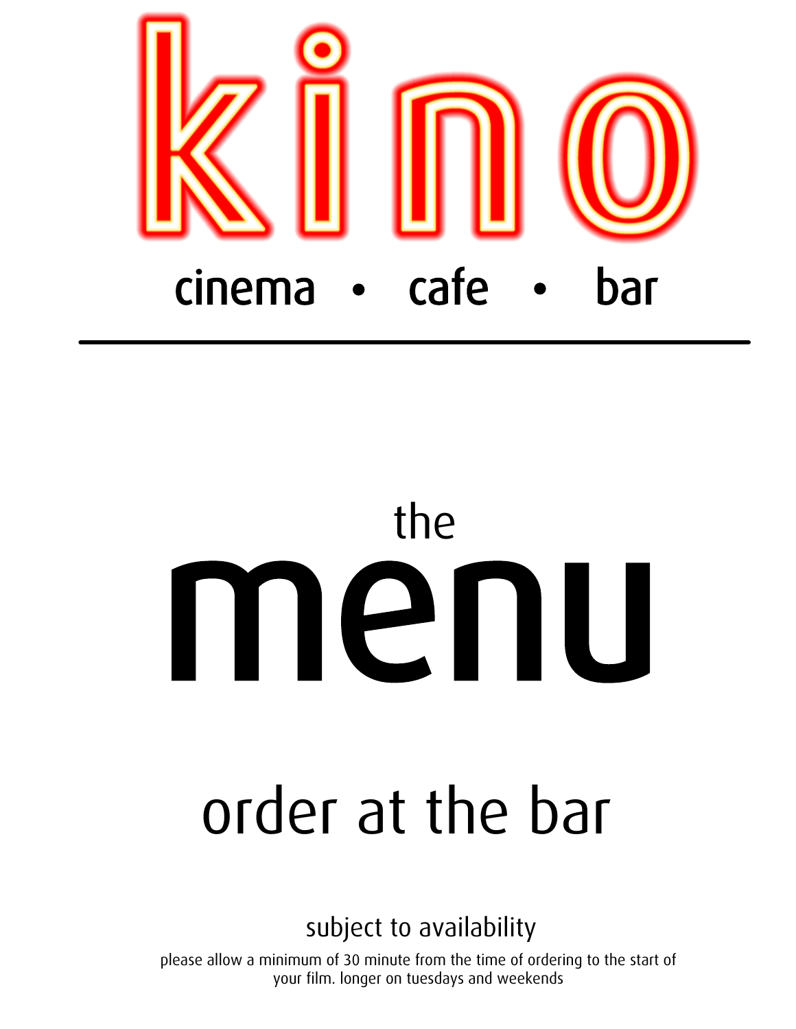# kino

cinema • cafe • bar

---

## the menu

## order at the bar

subject to availability

please allow a minimum of 30 minute from the time of ordering to the start of your film. longer on tuesdays and weekends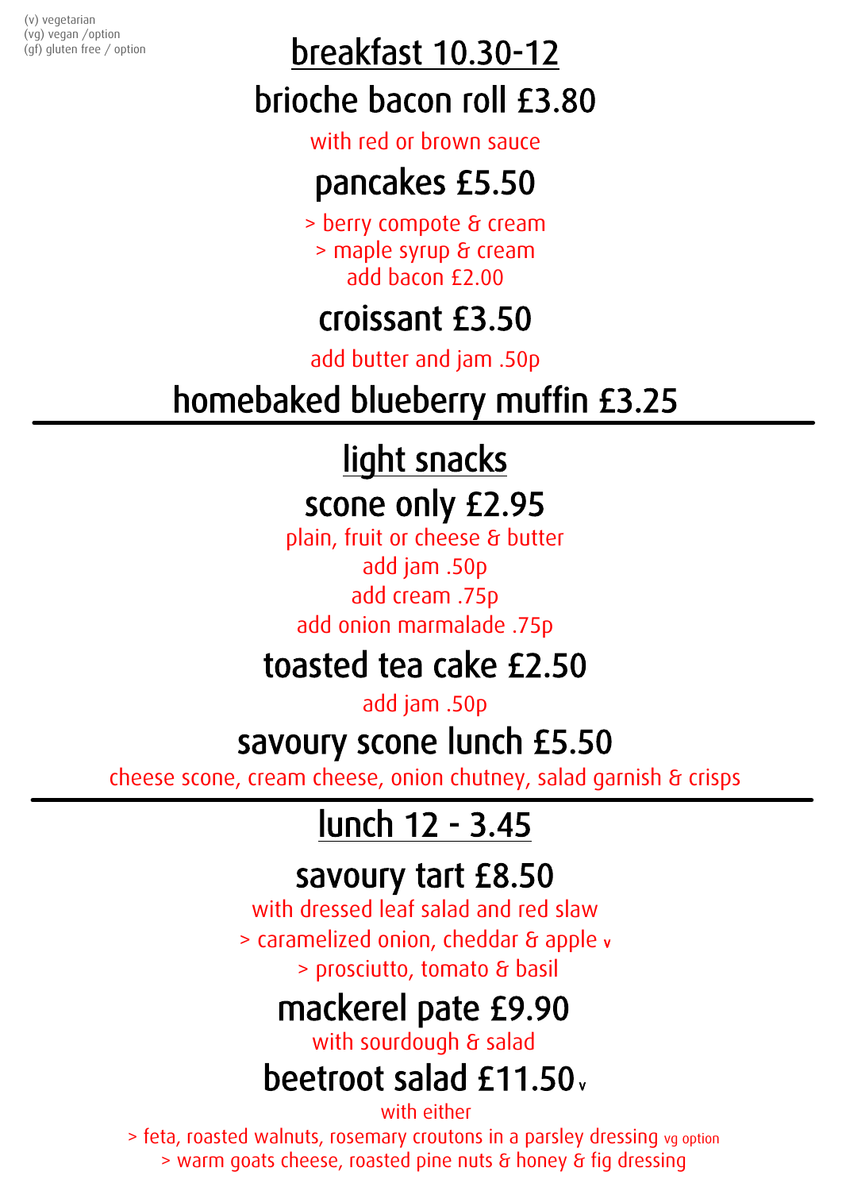(v) vegetarian
(vg) vegan /option
(gf) gluten free / option

## breakfast 10.30-12

### brioche bacon roll £3.80

with red or brown sauce

### pancakes £5.50

> berry compote & cream
> maple syrup & cream
add bacon £2.00

### croissant £3.50

add butter and jam .50p

### homebaked blueberry muffin £3.25

---

## light snacks

### scone only £2.95

plain, fruit or cheese & butter
add jam .50p
add cream .75p
add onion marmalade .75p

### toasted tea cake £2.50

add jam .50p

### savoury scone lunch £5.50

cheese scone, cream cheese, onion chutney, salad garnish & crisps

---

## lunch 12 - 3.45

### savoury tart £8.50

with dressed leaf salad and red slaw
> caramelized onion, cheddar & apple v
> prosciutto, tomato & basil

### mackerel pate £9.90

with sourdough & salad

### beetroot salad £11.50 v

with either
> feta, roasted walnuts, rosemary croutons in a parsley dressing vg option
> warm goats cheese, roasted pine nuts & honey & fig dressing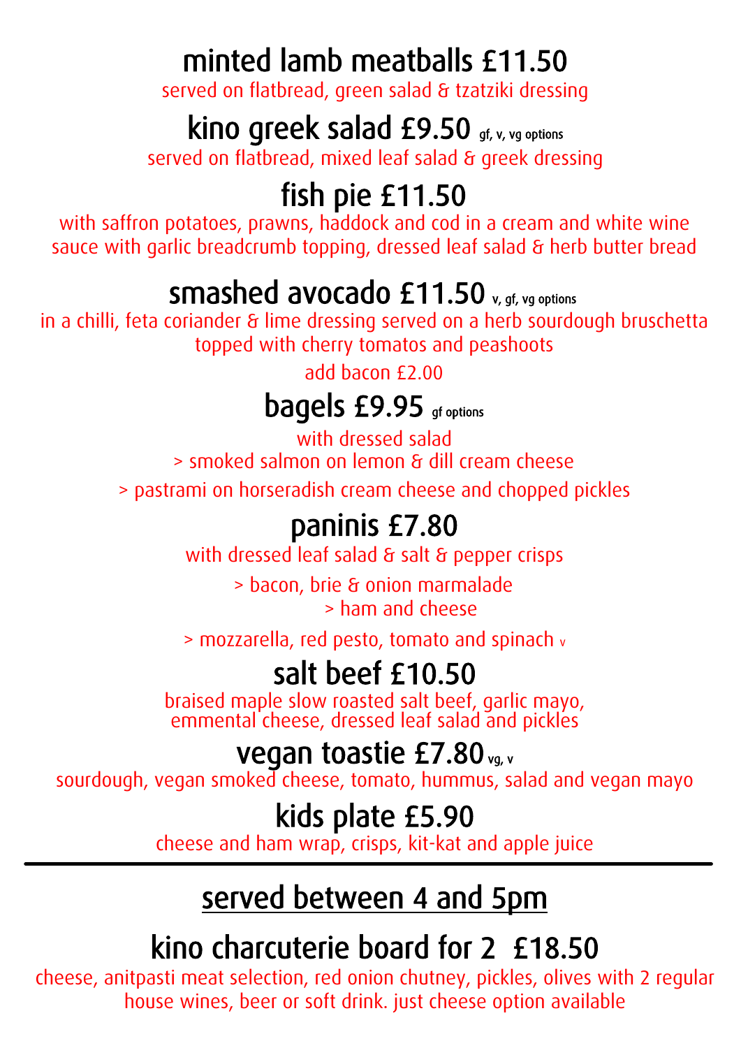## minted lamb meatballs £11.50

served on flatbread, green salad & tzatziki dressing

## kino greek salad £9.50 gf, v, vg options

served on flatbread, mixed leaf salad & greek dressing

## fish pie £11.50

with saffron potatoes, prawns, haddock and cod in a cream and white wine sauce with garlic breadcrumb topping, dressed leaf salad & herb butter bread

## smashed avocado £11.50 v, gf, vg options

in a chilli, feta coriander & lime dressing served on a herb sourdough bruschetta topped with cherry tomatos and peashoots

add bacon £2.00

## bagels £9.95 gf options

with dressed salad

> smoked salmon on lemon & dill cream cheese

> pastrami on horseradish cream cheese and chopped pickles

## paninis £7.80

with dressed leaf salad & salt & pepper crisps

> bacon, brie & onion marmalade

> ham and cheese

> mozzarella, red pesto, tomato and spinach v

## salt beef £10.50

braised maple slow roasted salt beef, garlic mayo, emmental cheese, dressed leaf salad and pickles

## vegan toastie £7.80 vg, v

sourdough, vegan smoked cheese, tomato, hummus, salad and vegan mayo

## kids plate £5.90

cheese and ham wrap, crisps, kit-kat and apple juice

---

## served between 4 and 5pm

## kino charcuterie board for 2 £18.50

cheese, anitpasti meat selection, red onion chutney, pickles, olives with 2 regular house wines, beer or soft drink. just cheese option available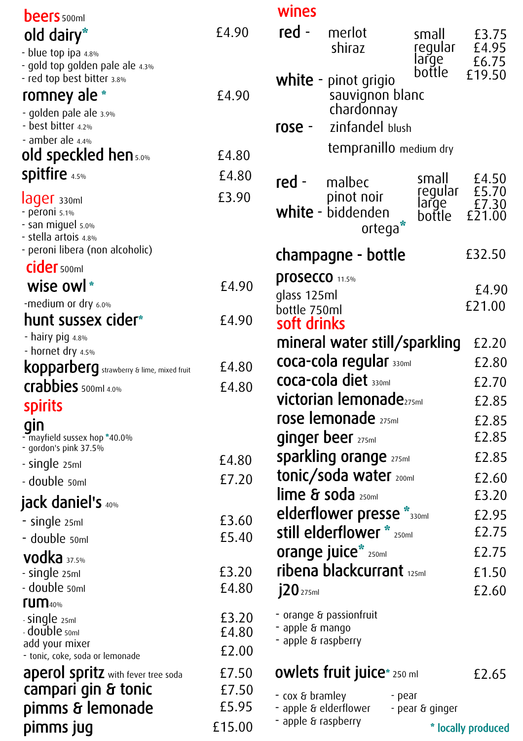## beers 500ml

**old dairy*** £4.90
- blue top ipa 4.8%
- gold top golden pale ale 4.3%
- red top best bitter 3.8%

**romney ale *** £4.90
- golden pale ale 3.9%
- best bitter 4.2%
- amber ale 4.4%

**old speckled hen** 5.0% £4.80

**spitfire** 4.5% £4.80

## lager 330ml £3.90

- peroni 5.1%
- san miguel 5.0%
- stella artois 4.8%
- peroni libera (non alcoholic)

## cider 500ml

**wise owl *** £4.90
- medium or dry 6.0%

**hunt sussex cider*** £4.90
- hairy pig 4.8%
- hornet dry 4.5%

**kopparberg** strawberry & lime, mixed fruit £4.80

**crabbies** 500ml 4.0% £4.80

## spirits

**gin**
- mayfield sussex hop *40.0%
- gordon's pink 37.5%
- single 25ml £4.80
- double 50ml £7.20

**jack daniel's** 40%
- single 25ml £3.60
- double 50ml £5.40

**vodka** 37.5%
- single 25ml £3.20
- double 50ml £4.80

**rum** 40%
- single 25ml £3.20
- double 50ml £4.80

add your mixer £2.00
- tonic, coke, soda or lemonade

**aperol spritz** with fever tree soda £7.50

**campari gin & tonic** £7.50

**pimms & lemonade** £5.95

**pimms jug** £15.00

## wines

**red -** merlot, shiraz
**white -** pinot grigio, sauvignon blanc, chardonnay
**rose -** zinfandel blush, tempranillo medium dry

| | |
|---|---|
| small | £3.75 |
| regular | £4.95 |
| large | £6.75 |
| bottle | £19.50 |

**red -** malbec, pinot noir
**white -** biddenden ortega*

| | |
|---|---|
| small | £4.50 |
| regular | £5.70 |
| large | £7.30 |
| bottle | £21.00 |

**champagne - bottle** £32.50

**prosecco** 11.5%
- glass 125ml £4.90
- bottle 750ml £21.00

## soft drinks

| | |
|---|---|
| mineral water still/sparkling | £2.20 |
| coca-cola regular 330ml | £2.80 |
| coca-cola diet 330ml | £2.70 |
| victorian lemonade 275ml | £2.85 |
| rose lemonade 275ml | £2.85 |
| ginger beer 275ml | £2.85 |
| sparkling orange 275ml | £2.85 |
| tonic/soda water 200ml | £2.60 |
| lime & soda 250ml | £3.20 |
| elderflower presse * 330ml | £2.95 |
| still elderflower * 250ml | £2.75 |
| orange juice* 250ml | £2.75 |
| ribena blackcurrant 125ml | £1.50 |
| j20 275ml | £2.60 |

- orange & passionfruit
- apple & mango
- apple & raspberry

**owlets fruit juice*** 250 ml £2.65
- cox & bramley
- apple & elderflower
- apple & raspberry
- pear
- pear & ginger

\* locally produced